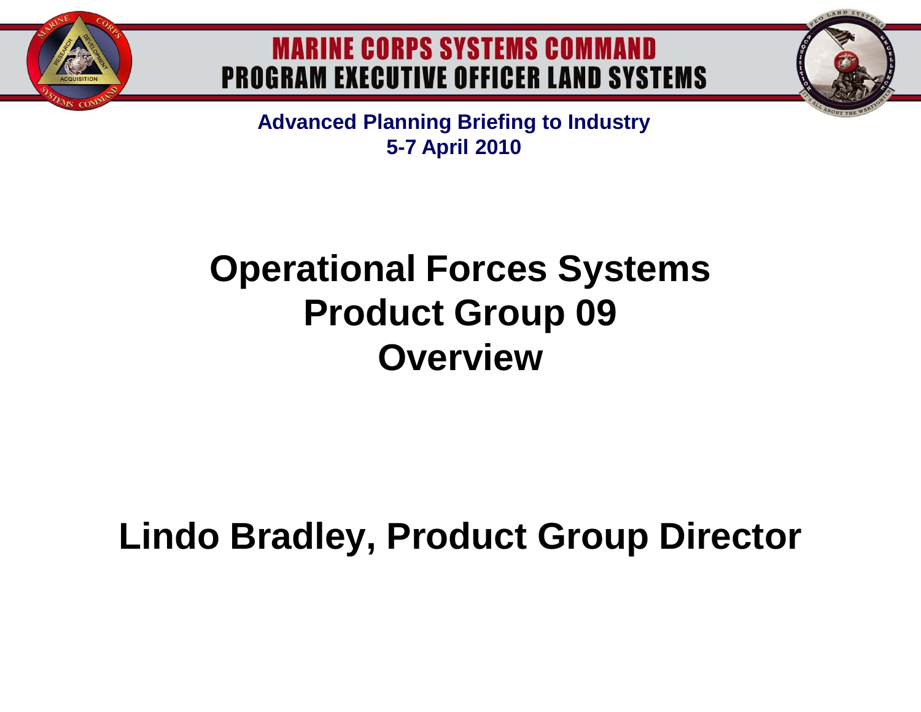**MARINE CORPS SYSTEMS COMMAND**
**PROGRAM EXECUTIVE OFFICER LAND SYSTEMS**

**Advanced Planning Briefing to Industry**
**5-7 April 2010**

# Operational Forces Systems Product Group 09 Overview

**Lindo Bradley, Product Group Director**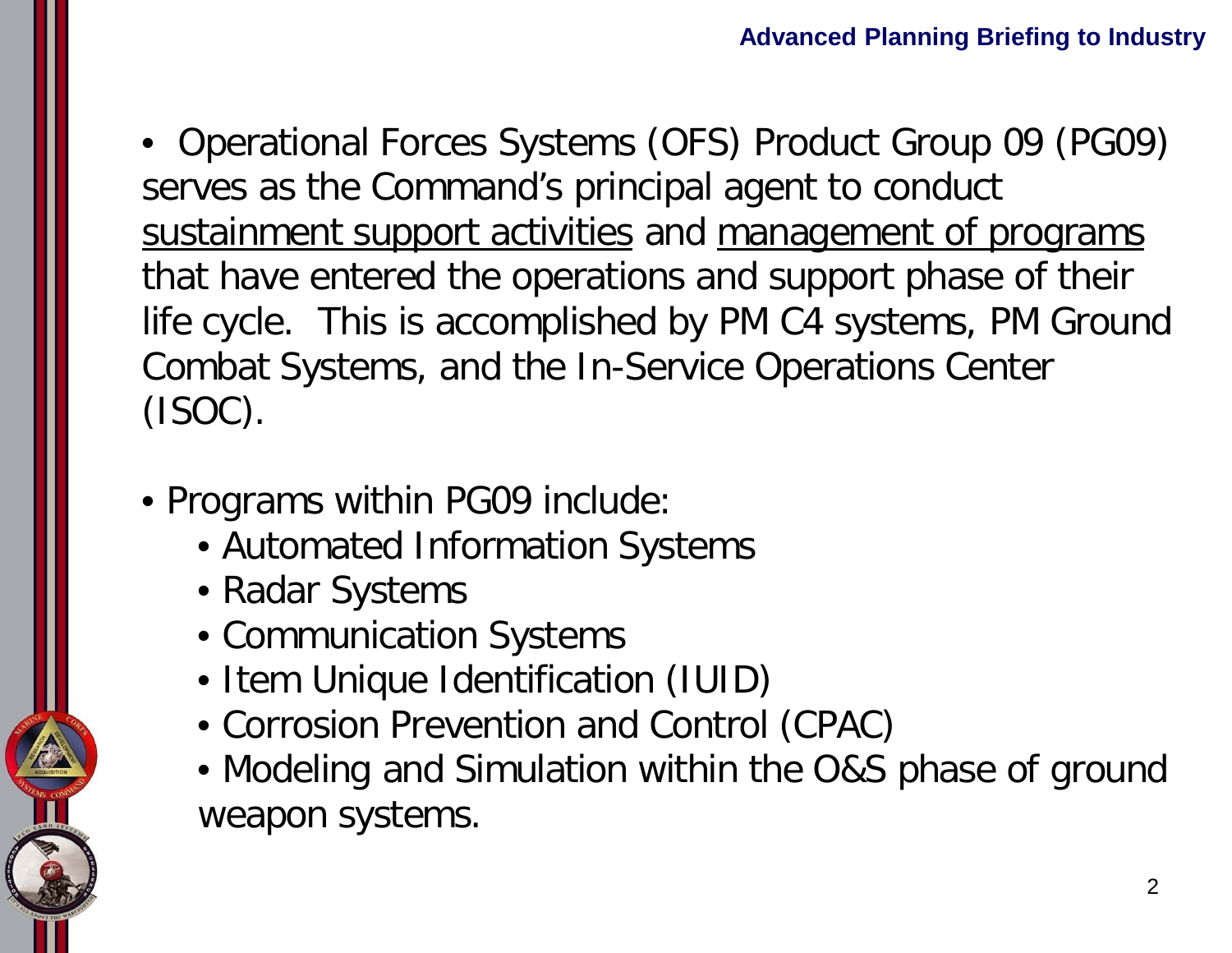- Operational Forces Systems (OFS) Product Group 09 (PG09) serves as the Command's principal agent to conduct <u>sustainment support activities</u> and <u>management of programs</u> that have entered the operations and support phase of their life cycle.  This is accomplished by PM C4 systems, PM Ground Combat Systems, and the In-Service Operations Center (ISOC).

- Programs within PG09 include:
  - Automated Information Systems
  - Radar Systems
  - Communication Systems
  - Item Unique Identification (IUID)
  - Corrosion Prevention and Control (CPAC)
  - Modeling and Simulation within the O&S phase of ground weapon systems.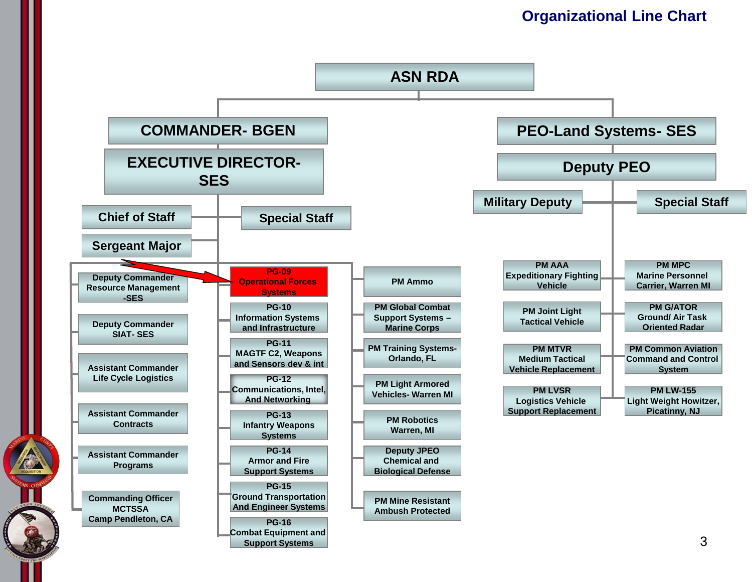# Organizational Line Chart

- **ASN RDA**
  - **COMMANDER- BGEN**
    - **EXECUTIVE DIRECTOR- SES**
      - Chief of Staff
      - Sergeant Major
      - Special Staff
      - Deputy Commander Resource Management -SES
      - Deputy Commander SIAT- SES
      - Assistant Commander Life Cycle Logistics
      - Assistant Commander Contracts
      - Assistant Commander Programs
      - Commanding Officer MCTSSA Camp Pendleton, CA
      - PG-09 Operational Forces Systems
      - PG-10 Information Systems and Infrastructure
      - PG-11 MAGTF C2, Weapons and Sensors dev & int
      - PG-12 Communications, Intel, And Networking
      - PG-13 Infantry Weapons Systems
      - PG-14 Armor and Fire Support Systems
      - PG-15 Ground Transportation And Engineer Systems
      - PG-16 Combat Equipment and Support Systems
      - PM Ammo
      - PM Global Combat Support Systems – Marine Corps
      - PM Training Systems- Orlando, FL
      - PM Light Armored Vehicles- Warren MI
      - PM Robotics Warren, MI
      - Deputy JPEO Chemical and Biological Defense
      - PM Mine Resistant Ambush Protected
  - **PEO-Land Systems- SES**
    - **Deputy PEO**
      - Military Deputy
      - Special Staff
      - PM AAA Expeditionary Fighting Vehicle
      - PM Joint Light Tactical Vehicle
      - PM MTVR Medium Tactical Vehicle Replacement
      - PM LVSR Logistics Vehicle Support Replacement
      - PM MPC Marine Personnel Carrier, Warren MI
      - PM G/ATOR Ground/ Air Task Oriented Radar
      - PM Common Aviation Command and Control System
      - PM LW-155 Light Weight Howitzer, Picatinny, NJ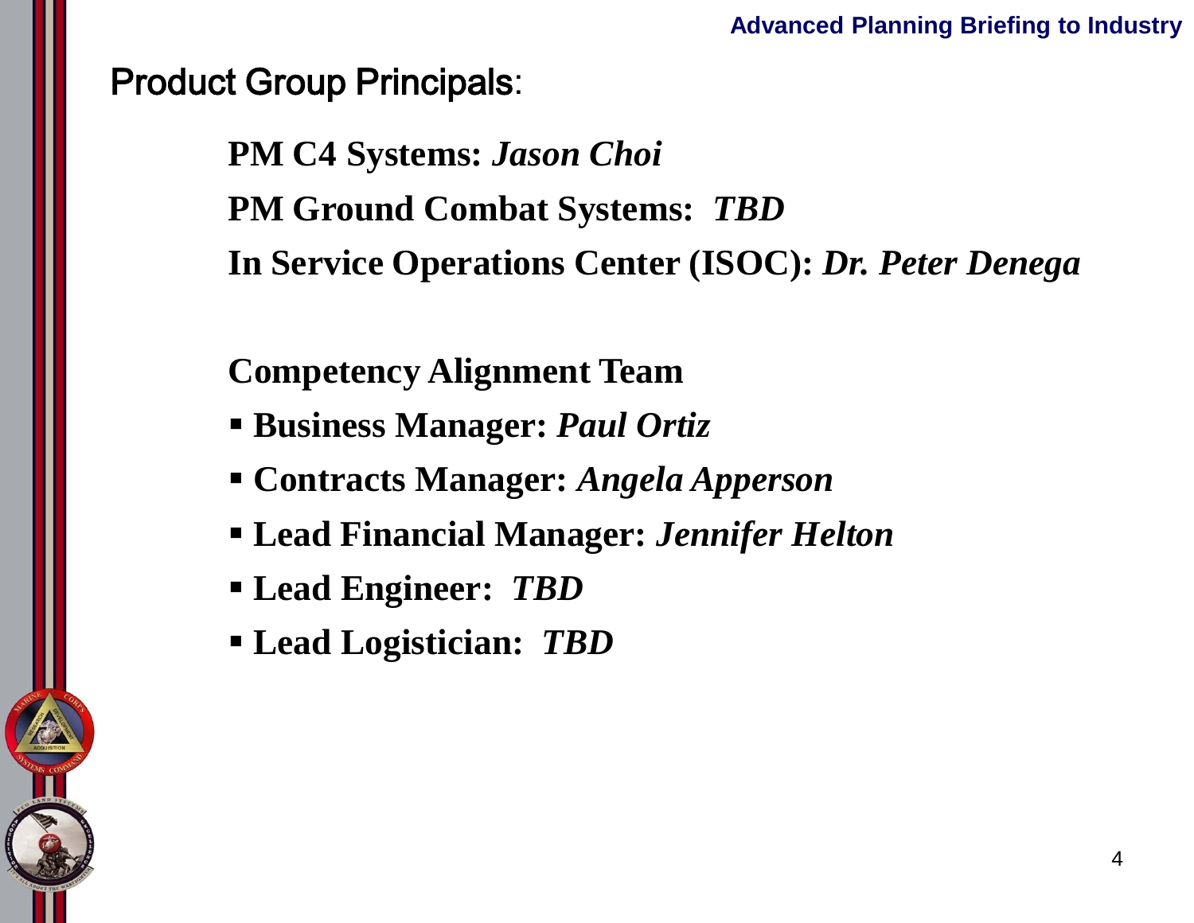## Product Group Principals:

**PM C4 Systems:** ***Jason Choi***

**PM Ground Combat Systems:** ***TBD***

**In Service Operations Center (ISOC):** ***Dr. Peter Denega***

**Competency Alignment Team**

- **Business Manager:** ***Paul Ortiz***
- **Contracts Manager:** ***Angela Apperson***
- **Lead Financial Manager:** ***Jennifer Helton***
- **Lead Engineer:** ***TBD***
- **Lead Logistician:** ***TBD***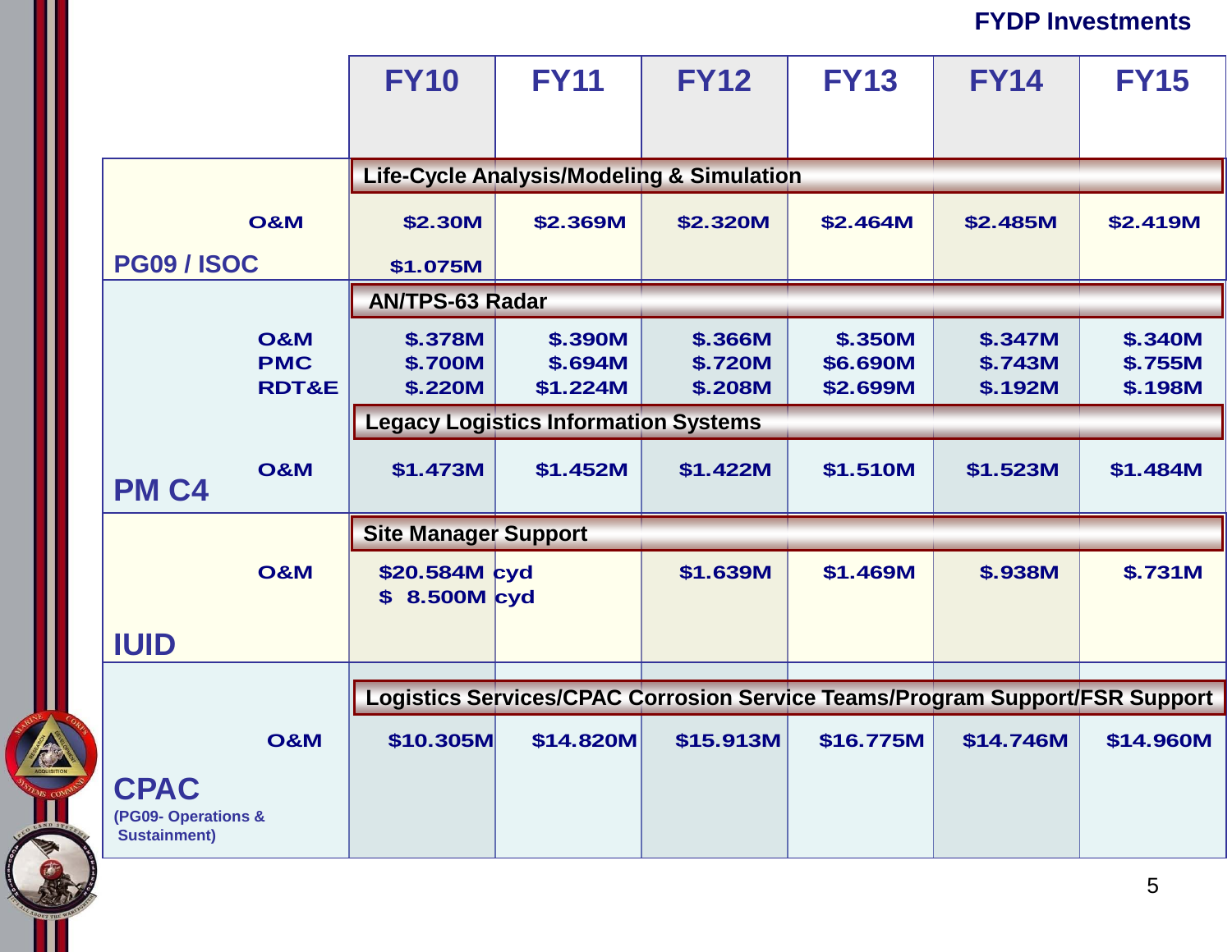## FYDP Investments

| | | FY10 | FY11 | FY12 | FY13 | FY14 | FY15 |
|---|---|---|---|---|---|---|---|
| PG09 / ISOC | **Life-Cycle Analysis/Modeling & Simulation** | | | | | | |
| | O&M | $2.30M | $2.369M | $2.320M | $2.464M | $2.485M | $2.419M |
| | | $1.075M | | | | | |
| PM C4 | **AN/TPS-63 Radar** | | | | | | |
| | O&M | $.378M | $.390M | $.366M | $.350M | $.347M | $.340M |
| | PMC | $.700M | $.694M | $.720M | $6.690M | $.743M | $.755M |
| | RDT&E | $.220M | $1.224M | $.208M | $2.699M | $.192M | $.198M |
| | **Legacy Logistics Information Systems** | | | | | | |
| | O&M | $1.473M | $1.452M | $1.422M | $1.510M | $1.523M | $1.484M |
| IUID | **Site Manager Support** | | | | | | |
| | O&M | $20.584M cyd<br>$ 8.500M cyd | | $1.639M | $1.469M | $.938M | $.731M |
| CPAC (PG09- Operations & Sustainment) | **Logistics Services/CPAC Corrosion Service Teams/Program Support/FSR Support** | | | | | | |
| | O&M | $10.305M | $14.820M | $15.913M | $16.775M | $14.746M | $14.960M |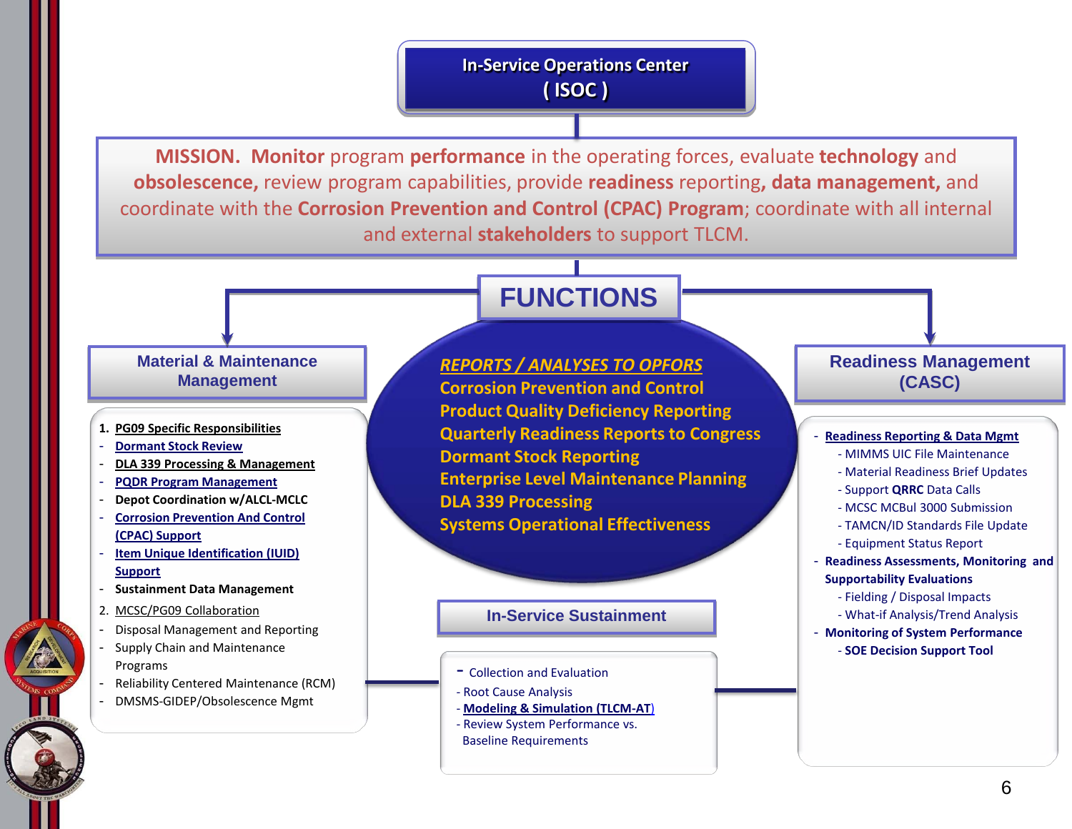# In-Service Operations Center ( ISOC )

**MISSION. Monitor** program **performance** in the operating forces, evaluate **technology** and **obsolescence,** review program capabilities, provide **readiness** reporting**, data management,** and coordinate with the **Corrosion Prevention and Control (CPAC) Program**; coordinate with all internal and external **stakeholders** to support TLCM.

## FUNCTIONS

*REPORTS / ANALYSES TO OPFORS*
**Corrosion Prevention and Control**
**Product Quality Deficiency Reporting**
**Quarterly Readiness Reports to Congress**
**Dormant Stock Reporting**
**Enterprise Level Maintenance Planning**
**DLA 339 Processing**
**Systems Operational Effectiveness**

### Material & Maintenance Management

1. **PG09 Specific Responsibilities**
   - **Dormant Stock Review**
   - **DLA 339 Processing & Management**
   - **PQDR Program Management**
   - **Depot Coordination w/ALCL-MCLC**
   - **Corrosion Prevention And Control (CPAC) Support**
   - **Item Unique Identification (IUID) Support**
   - **Sustainment Data Management**
2. MCSC/PG09 Collaboration
   - Disposal Management and Reporting
   - Supply Chain and Maintenance Programs
   - Reliability Centered Maintenance (RCM)
   - DMSMS-GIDEP/Obsolescence Mgmt

### Readiness Management (CASC)

- **Readiness Reporting & Data Mgmt**
  - MIMMS UIC File Maintenance
  - Material Readiness Brief Updates
  - Support **QRRC** Data Calls
  - MCSC MCBul 3000 Submission
  - TAMCN/ID Standards File Update
  - Equipment Status Report
- **Readiness Assessments, Monitoring and Supportability Evaluations**
  - Fielding / Disposal Impacts
  - What-if Analysis/Trend Analysis
- **Monitoring of System Performance**
  - **SOE Decision Support Tool**

### In-Service Sustainment

- Collection and Evaluation
- Root Cause Analysis
- **Modeling & Simulation (TLCM-AT)**
- Review System Performance vs. Baseline Requirements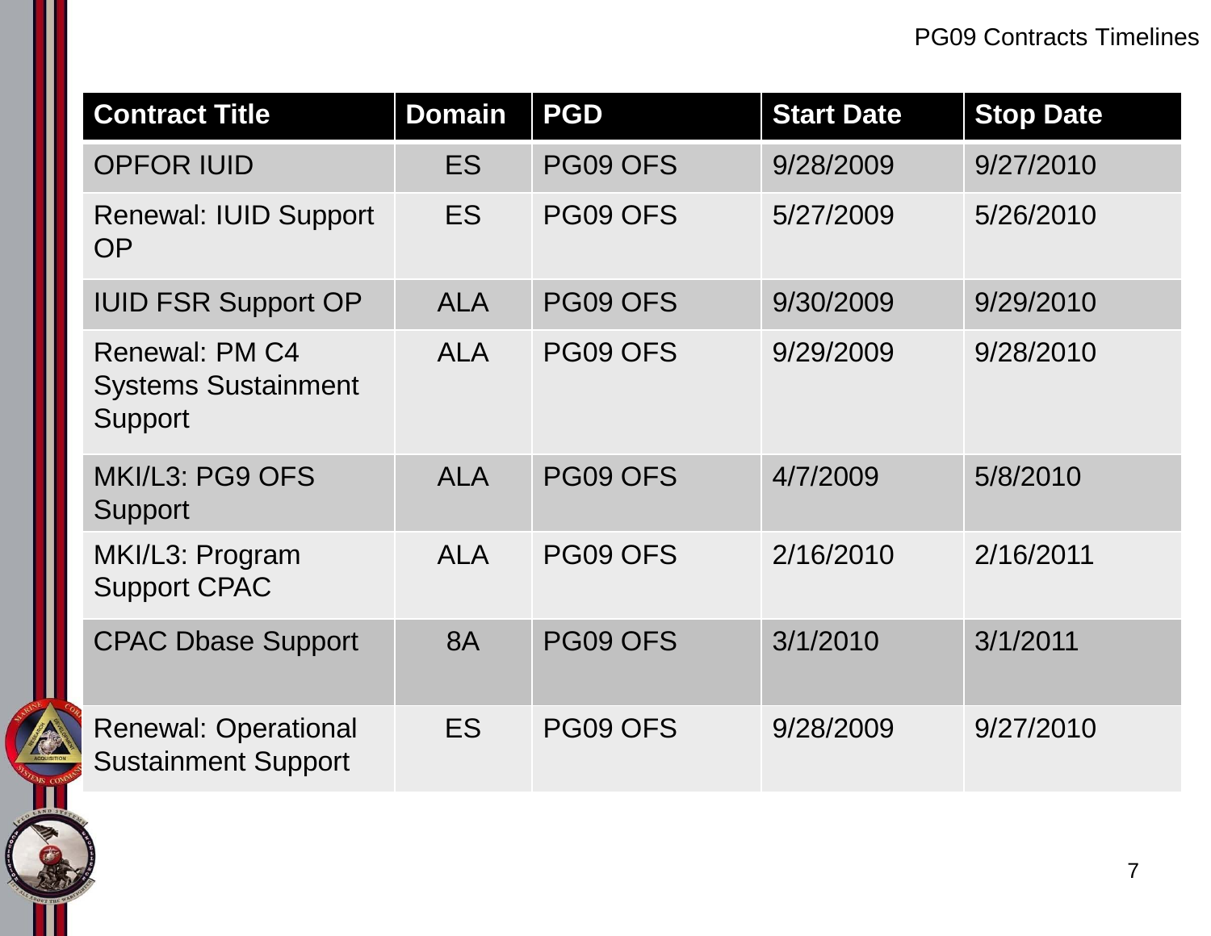# PG09 Contracts Timelines

| Contract Title | Domain | PGD | Start Date | Stop Date |
|---|---|---|---|---|
| OPFOR IUID | ES | PG09 OFS | 9/28/2009 | 9/27/2010 |
| Renewal: IUID Support OP | ES | PG09 OFS | 5/27/2009 | 5/26/2010 |
| IUID FSR Support OP | ALA | PG09 OFS | 9/30/2009 | 9/29/2010 |
| Renewal: PM C4 Systems Sustainment Support | ALA | PG09 OFS | 9/29/2009 | 9/28/2010 |
| MKI/L3: PG9 OFS Support | ALA | PG09 OFS | 4/7/2009 | 5/8/2010 |
| MKI/L3: Program Support CPAC | ALA | PG09 OFS | 2/16/2010 | 2/16/2011 |
| CPAC Dbase Support | 8A | PG09 OFS | 3/1/2010 | 3/1/2011 |
| Renewal: Operational Sustainment Support | ES | PG09 OFS | 9/28/2009 | 9/27/2010 |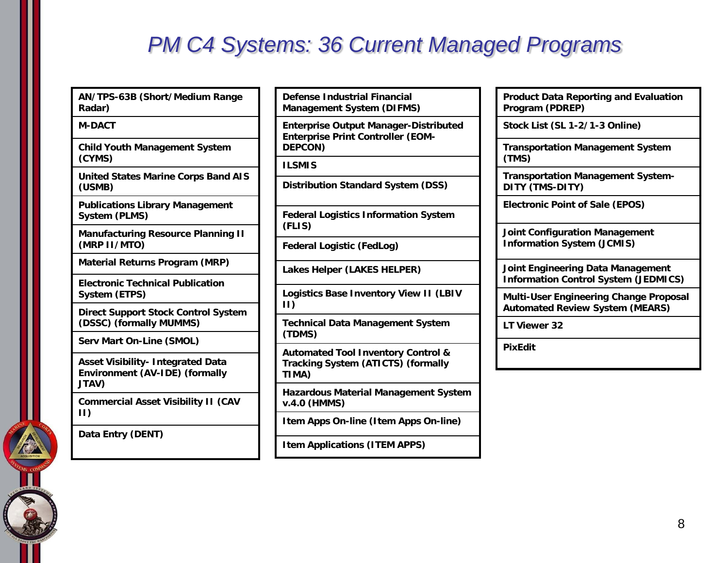# PM C4 Systems: 36 Current Managed Programs

- AN/TPS-63B (Short/Medium Range Radar)
- M-DACT
- Child Youth Management System (CYMS)
- United States Marine Corps Band AIS (USMB)
- Publications Library Management System (PLMS)
- Manufacturing Resource Planning II (MRP II/MTO)
- Material Returns Program (MRP)
- Electronic Technical Publication System (ETPS)
- Direct Support Stock Control System (DSSC) (formally MUMMS)
- Serv Mart On-Line (SMOL)
- Asset Visibility- Integrated Data Environment (AV-IDE) (formally JTAV)
- Commercial Asset Visibility II (CAV II)
- Data Entry (DENT)

- Defense Industrial Financial Management System (DIFMS)
- Enterprise Output Manager-Distributed Enterprise Print Controller (EOM-DEPCON)
- ILSMIS
- Distribution Standard System (DSS)
- Federal Logistics Information System (FLIS)
- Federal Logistic (FedLog)
- Lakes Helper (LAKES HELPER)
- Logistics Base Inventory View II (LBIV II)
- Technical Data Management System (TDMS)
- Automated Tool Inventory Control & Tracking System (ATICTS) (formally TIMA)
- Hazardous Material Management System v.4.0 (HMMS)
- Item Apps On-line (Item Apps On-line)
- Item Applications (ITEM APPS)

- Product Data Reporting and Evaluation Program (PDREP)
- Stock List (SL 1-2/1-3 Online)
- Transportation Management System (TMS)
- Transportation Management System-DITY (TMS-DITY)
- Electronic Point of Sale (EPOS)
- Joint Configuration Management Information System (JCMIS)
- Joint Engineering Data Management Information Control System (JEDMICS)
- Multi-User Engineering Change Proposal Automated Review System (MEARS)
- LT Viewer 32
- PixEdit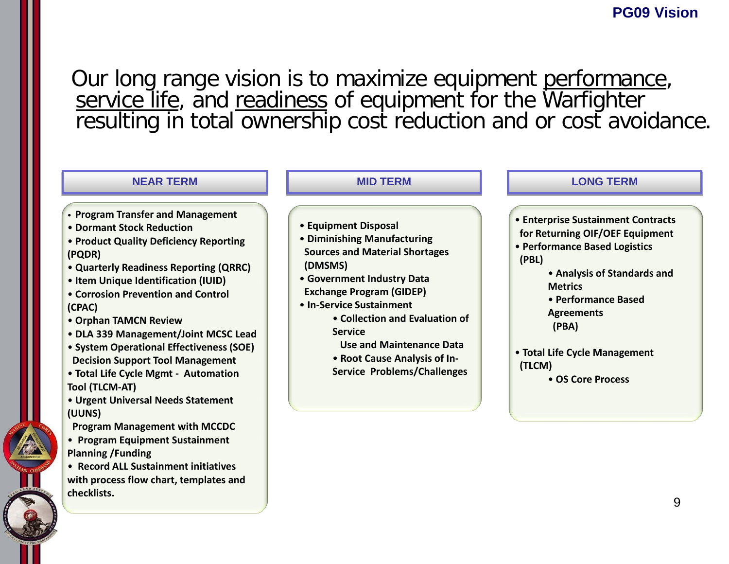# PG09 Vision

Our long range vision is to maximize equipment performance, service life, and readiness of equipment for the Warfighter resulting in total ownership cost reduction and or cost avoidance.

## NEAR TERM

- Program Transfer and Management
- Dormant Stock Reduction
- Product Quality Deficiency Reporting (PQDR)
- Quarterly Readiness Reporting (QRRC)
- Item Unique Identification (IUID)
- Corrosion Prevention and Control (CPAC)
- Orphan TAMCN Review
- DLA 339 Management/Joint MCSC Lead
- System Operational Effectiveness (SOE) Decision Support Tool Management
- Total Life Cycle Mgmt - Automation Tool (TLCM-AT)
- Urgent Universal Needs Statement (UUNS) Program Management with MCCDC
- Program Equipment Sustainment Planning /Funding
- Record ALL Sustainment initiatives with process flow chart, templates and checklists.

## MID TERM

- Equipment Disposal
- Diminishing Manufacturing Sources and Material Shortages (DMSMS)
- Government Industry Data Exchange Program (GIDEP)
- In-Service Sustainment
  - Collection and Evaluation of Service Use and Maintenance Data
  - Root Cause Analysis of In-Service Problems/Challenges

## LONG TERM

- Enterprise Sustainment Contracts for Returning OIF/OEF Equipment
- Performance Based Logistics (PBL)
  - Analysis of Standards and Metrics
  - Performance Based Agreements (PBA)
- Total Life Cycle Management (TLCM)
  - OS Core Process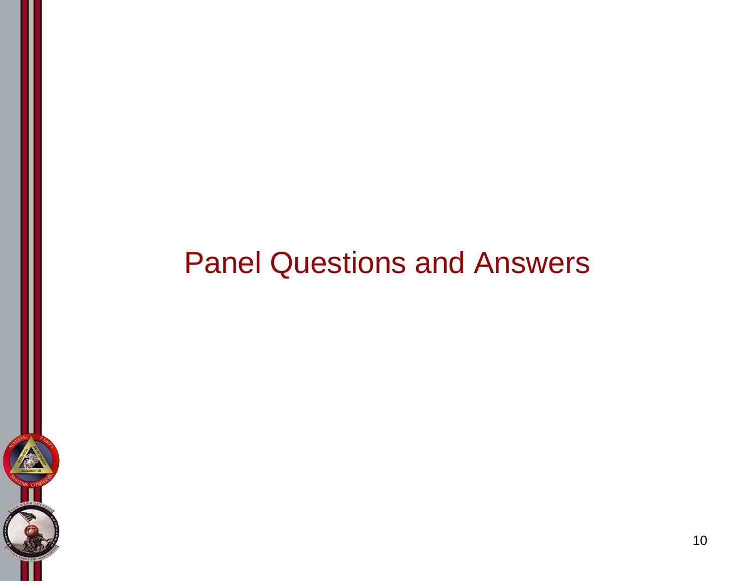# Panel Questions and Answers